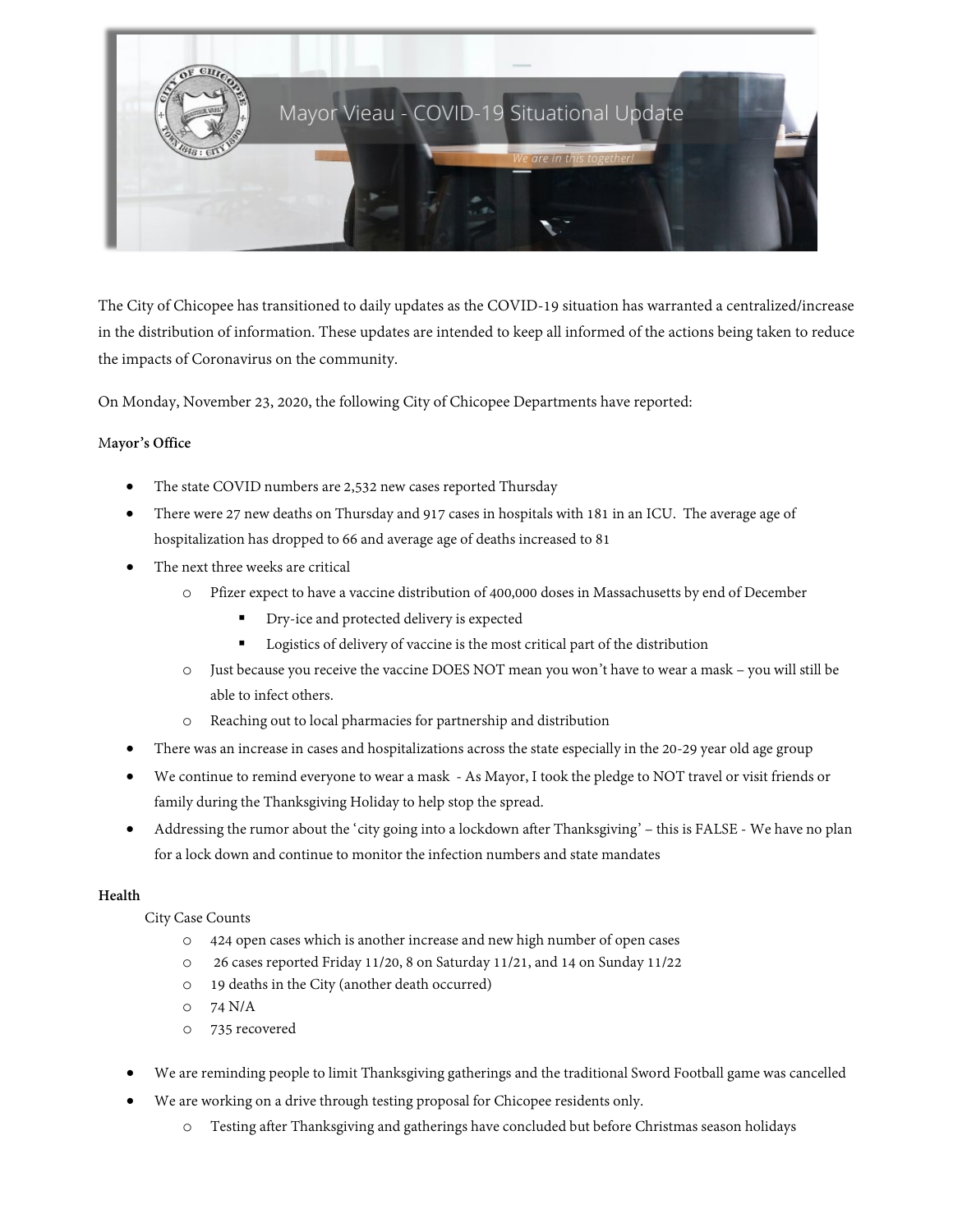# Mayor Vieau - COVID-19 Situational Update

*We are in this together!*

The City of Chicopee has transitioned to daily updates as the COVID-19 situation has warranted a centralized/increase in the distribution of information. These updates are intended to keep all informed of the actions being taken to reduce the impacts of Coronavirus on the community.

On Monday, November 23, 2020, the following City of Chicopee Departments have reported:

**Mayor's Office**

- The state COVID numbers are 2,532 new cases reported Thursday
- There were 27 new deaths on Thursday and 917 cases in hospitals with 181 in an ICU. The average age of hospitalization has dropped to 66 and average age of deaths increased to 81
- The next three weeks are critical
  - Pfizer expect to have a vaccine distribution of 400,000 doses in Massachusetts by end of December
    - Dry-ice and protected delivery is expected
    - Logistics of delivery of vaccine is the most critical part of the distribution
  - Just because you receive the vaccine DOES NOT mean you won't have to wear a mask – you will still be able to infect others.
  - Reaching out to local pharmacies for partnership and distribution
- There was an increase in cases and hospitalizations across the state especially in the 20-29 year old age group
- We continue to remind everyone to wear a mask - As Mayor, I took the pledge to NOT travel or visit friends or family during the Thanksgiving Holiday to help stop the spread.
- Addressing the rumor about the 'city going into a lockdown after Thanksgiving' – this is FALSE - We have no plan for a lock down and continue to monitor the infection numbers and state mandates

**Health**

City Case Counts

- 424 open cases which is another increase and new high number of open cases
- 26 cases reported Friday 11/20, 8 on Saturday 11/21, and 14 on Sunday 11/22
- 19 deaths in the City (another death occurred)
- 74 N/A
- 735 recovered

- We are reminding people to limit Thanksgiving gatherings and the traditional Sword Football game was cancelled
- We are working on a drive through testing proposal for Chicopee residents only.
  - Testing after Thanksgiving and gatherings have concluded but before Christmas season holidays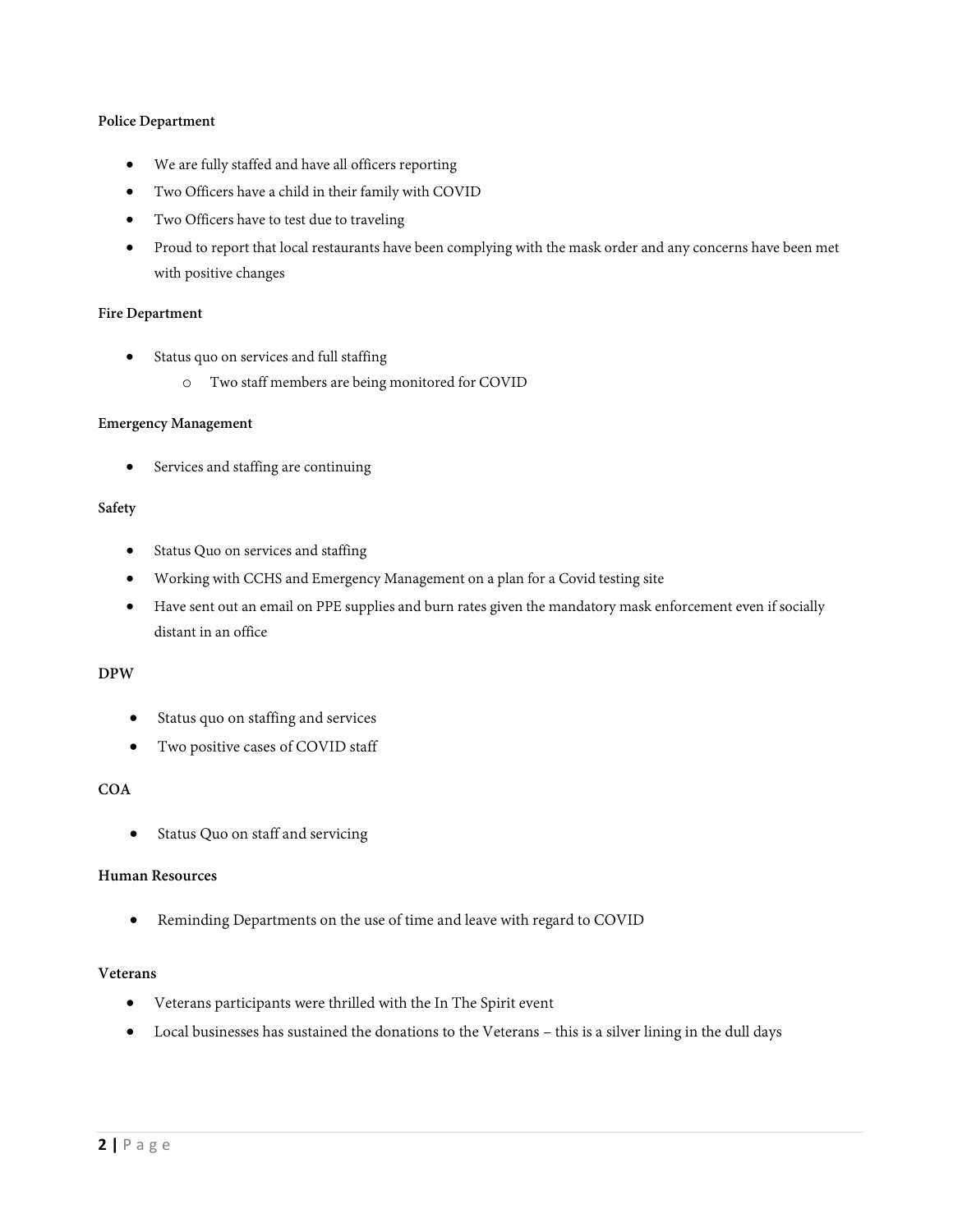**Police Department**

- We are fully staffed and have all officers reporting
- Two Officers have a child in their family with COVID
- Two Officers have to test due to traveling
- Proud to report that local restaurants have been complying with the mask order and any concerns have been met with positive changes

**Fire Department**

- Status quo on services and full staffing
    - Two staff members are being monitored for COVID

**Emergency Management**

- Services and staffing are continuing

**Safety**

- Status Quo on services and staffing
- Working with CCHS and Emergency Management on a plan for a Covid testing site
- Have sent out an email on PPE supplies and burn rates given the mandatory mask enforcement even if socially distant in an office

**DPW**

- Status quo on staffing and services
- Two positive cases of COVID staff

**COA**

- Status Quo on staff and servicing

**Human Resources**

- Reminding Departments on the use of time and leave with regard to COVID

**Veterans**

- Veterans participants were thrilled with the In The Spirit event
- Local businesses has sustained the donations to the Veterans – this is a silver lining in the dull days